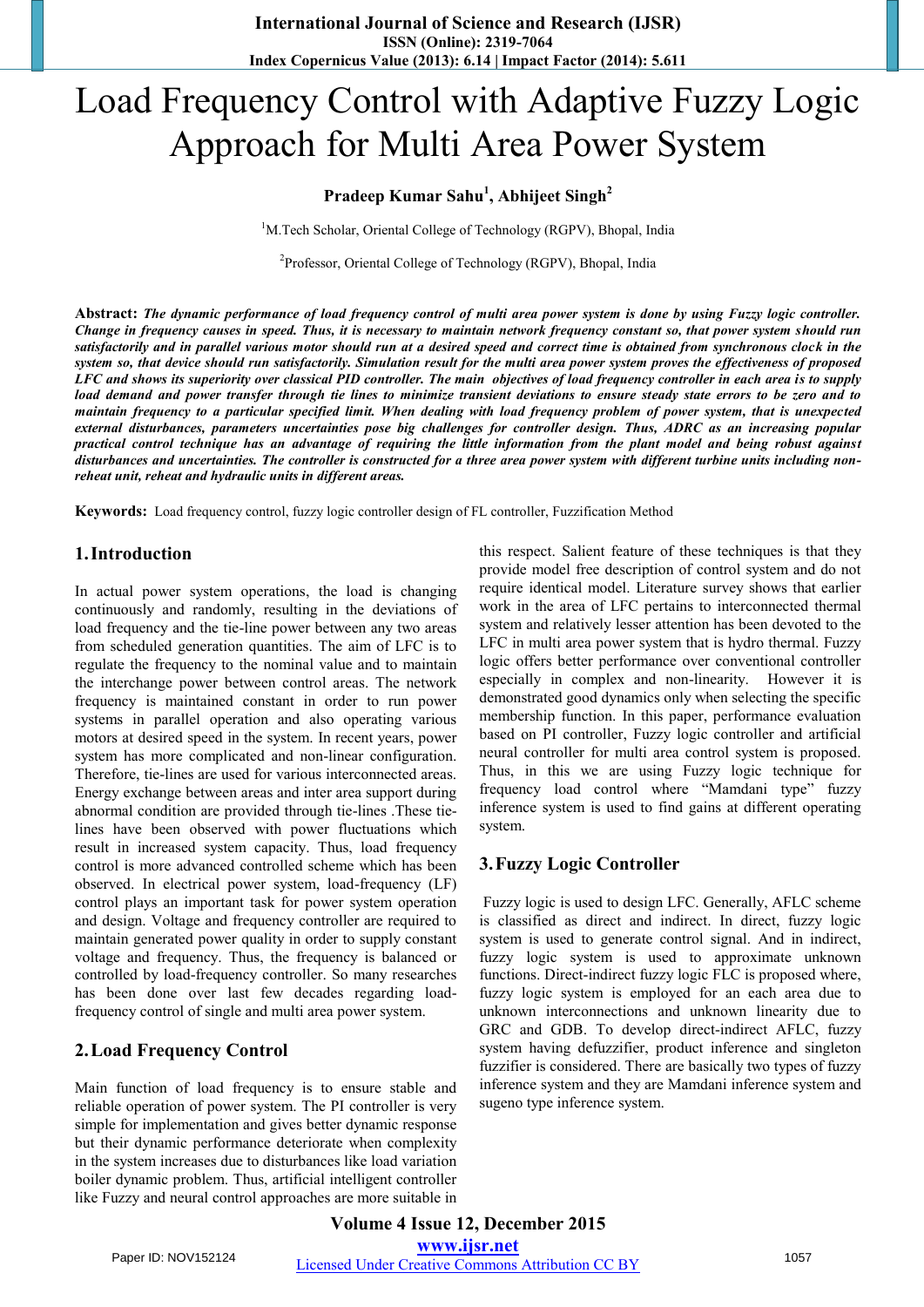# Load Frequency Control with Adaptive Fuzzy Logic Approach for Multi Area Power System

**Pradeep Kumar Sahu[1], Abhijeet Singh[2]**

[1]M.Tech Scholar, Oriental College of Technology (RGPV), Bhopal, India

[2]Professor, Oriental College of Technology (RGPV), Bhopal, India

**Abstract:** ***The dynamic performance of load frequency control of multi area power system is done by using Fuzzy logic controller. Change in frequency causes in speed. Thus, it is necessary to maintain network frequency constant so, that power system should run satisfactorily and in parallel various motor should run at a desired speed and correct time is obtained from synchronous clock in the system so, that device should run satisfactorily. Simulation result for the multi area power system proves the effectiveness of proposed LFC and shows its superiority over classical PID controller. The main objectives of load frequency controller in each area is to supply load demand and power transfer through tie lines to minimize transient deviations to ensure steady state errors to be zero and to maintain frequency to a particular specified limit. When dealing with load frequency problem of power system, that is unexpected external disturbances, parameters uncertainties pose big challenges for controller design. Thus, ADRC as an increasing popular practical control technique has an advantage of requiring the little information from the plant model and being robust against disturbances and uncertainties. The controller is constructed for a three area power system with different turbine units including non-reheat unit, reheat and hydraulic units in different areas.***

**Keywords:** Load frequency control, fuzzy logic controller design of FL controller, Fuzzification Method

## 1. Introduction

In actual power system operations, the load is changing continuously and randomly, resulting in the deviations of load frequency and the tie-line power between any two areas from scheduled generation quantities. The aim of LFC is to regulate the frequency to the nominal value and to maintain the interchange power between control areas. The network frequency is maintained constant in order to run power systems in parallel operation and also operating various motors at desired speed in the system. In recent years, power system has more complicated and non-linear configuration. Therefore, tie-lines are used for various interconnected areas. Energy exchange between areas and inter area support during abnormal condition are provided through tie-lines .These tie-lines have been observed with power fluctuations which result in increased system capacity. Thus, load frequency control is more advanced controlled scheme which has been observed. In electrical power system, load-frequency (LF) control plays an important task for power system operation and design. Voltage and frequency controller are required to maintain generated power quality in order to supply constant voltage and frequency. Thus, the frequency is balanced or controlled by load-frequency controller. So many researches has been done over last few decades regarding load-frequency control of single and multi area power system.

## 2. Load Frequency Control

Main function of load frequency is to ensure stable and reliable operation of power system. The PI controller is very simple for implementation and gives better dynamic response but their dynamic performance deteriorate when complexity in the system increases due to disturbances like load variation boiler dynamic problem. Thus, artificial intelligent controller like Fuzzy and neural control approaches are more suitable in this respect. Salient feature of these techniques is that they provide model free description of control system and do not require identical model. Literature survey shows that earlier work in the area of LFC pertains to interconnected thermal system and relatively lesser attention has been devoted to the LFC in multi area power system that is hydro thermal. Fuzzy logic offers better performance over conventional controller especially in complex and non-linearity. However it is demonstrated good dynamics only when selecting the specific membership function. In this paper, performance evaluation based on PI controller, Fuzzy logic controller and artificial neural controller for multi area control system is proposed. Thus, in this we are using Fuzzy logic technique for frequency load control where "Mamdani type" fuzzy inference system is used to find gains at different operating system.

## 3. Fuzzy Logic Controller

Fuzzy logic is used to design LFC. Generally, AFLC scheme is classified as direct and indirect. In direct, fuzzy logic system is used to generate control signal. And in indirect, fuzzy logic system is used to approximate unknown functions. Direct-indirect fuzzy logic FLC is proposed where, fuzzy logic system is employed for an each area due to unknown interconnections and unknown linearity due to GRC and GDB. To develop direct-indirect AFLC, fuzzy system having defuzzifier, product inference and singleton fuzzifier is considered. There are basically two types of fuzzy inference system and they are Mamdani inference system and sugeno type inference system.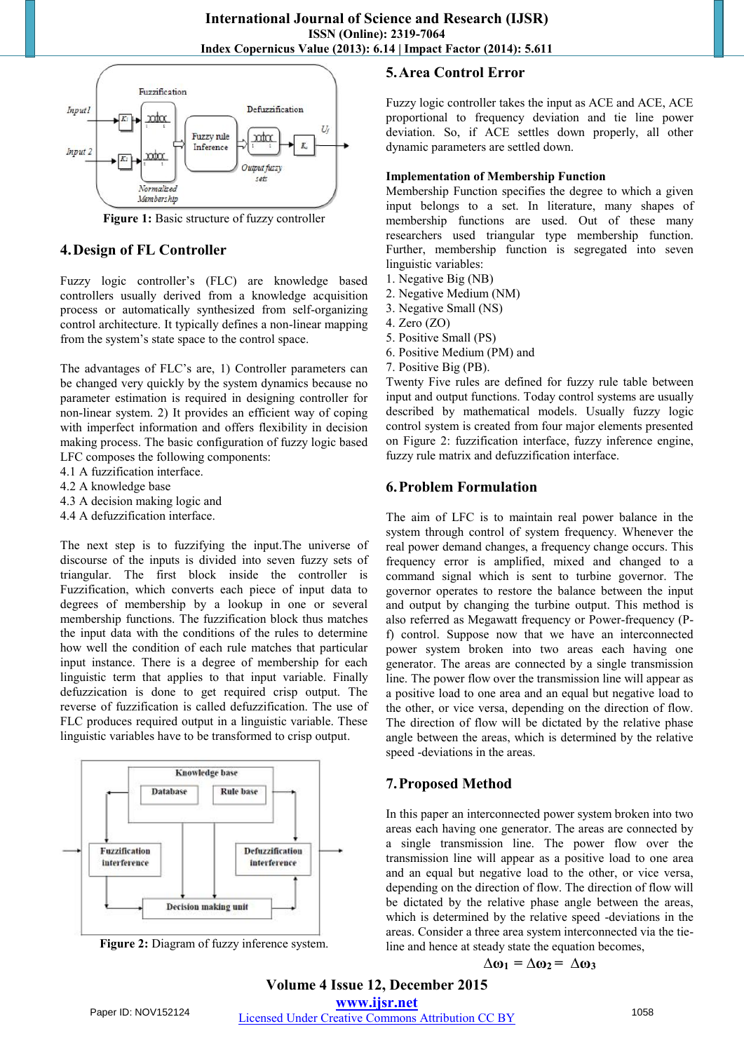Figure 1: Basic structure of fuzzy controller

## 4. Design of FL Controller

Fuzzy logic controller's (FLC) are knowledge based controllers usually derived from a knowledge acquisition process or automatically synthesized from self-organizing control architecture. It typically defines a non-linear mapping from the system's state space to the control space.

The advantages of FLC's are, 1) Controller parameters can be changed very quickly by the system dynamics because no parameter estimation is required in designing controller for non-linear system. 2) It provides an efficient way of coping with imperfect information and offers flexibility in decision making process. The basic configuration of fuzzy logic based LFC composes the following components:

4.1 A fuzzification interface.
4.2 A knowledge base
4.3 A decision making logic and
4.4 A defuzzification interface.

The next step is to fuzzifying the input.The universe of discourse of the inputs is divided into seven fuzzy sets of triangular. The first block inside the controller is Fuzzification, which converts each piece of input data to degrees of membership by a lookup in one or several membership functions. The fuzzification block thus matches the input data with the conditions of the rules to determine how well the condition of each rule matches that particular input instance. There is a degree of membership for each linguistic term that applies to that input variable. Finally defuzzication is done to get required crisp output. The reverse of fuzzification is called defuzzification. The use of FLC produces required output in a linguistic variable. These linguistic variables have to be transformed to crisp output.

Figure 2: Diagram of fuzzy inference system.

## 5. Area Control Error

Fuzzy logic controller takes the input as ACE and ACE, ACE proportional to frequency deviation and tie line power deviation. So, if ACE settles down properly, all other dynamic parameters are settled down.

**Implementation of Membership Function**

Membership Function specifies the degree to which a given input belongs to a set. In literature, many shapes of membership functions are used. Out of these many researchers used triangular type membership function. Further, membership function is segregated into seven linguistic variables:

1. Negative Big (NB)
2. Negative Medium (NM)
3. Negative Small (NS)
4. Zero (ZO)
5. Positive Small (PS)
6. Positive Medium (PM) and
7. Positive Big (PB).

Twenty Five rules are defined for fuzzy rule table between input and output functions. Today control systems are usually described by mathematical models. Usually fuzzy logic control system is created from four major elements presented on Figure 2: fuzzification interface, fuzzy inference engine, fuzzy rule matrix and defuzzification interface.

## 6. Problem Formulation

The aim of LFC is to maintain real power balance in the system through control of system frequency. Whenever the real power demand changes, a frequency change occurs. This frequency error is amplified, mixed and changed to a command signal which is sent to turbine governor. The governor operates to restore the balance between the input and output by changing the turbine output. This method is also referred as Megawatt frequency or Power-frequency (P-f) control. Suppose now that we have an interconnected power system broken into two areas each having one generator. The areas are connected by a single transmission line. The power flow over the transmission line will appear as a positive load to one area and an equal but negative load to the other, or vice versa, depending on the direction of flow. The direction of flow will be dictated by the relative phase angle between the areas, which is determined by the relative speed -deviations in the areas.

## 7. Proposed Method

In this paper an interconnected power system broken into two areas each having one generator. The areas are connected by a single transmission line. The power flow over the transmission line will appear as a positive load to one area and an equal but negative load to the other, or vice versa, depending on the direction of flow. The direction of flow will be dictated by the relative phase angle between the areas, which is determined by the relative speed -deviations in the areas. Consider a three area system interconnected via the tie-line and hence at steady state the equation becomes,

$$\Delta\omega_1 = \Delta\omega_2 = \Delta\omega_3$$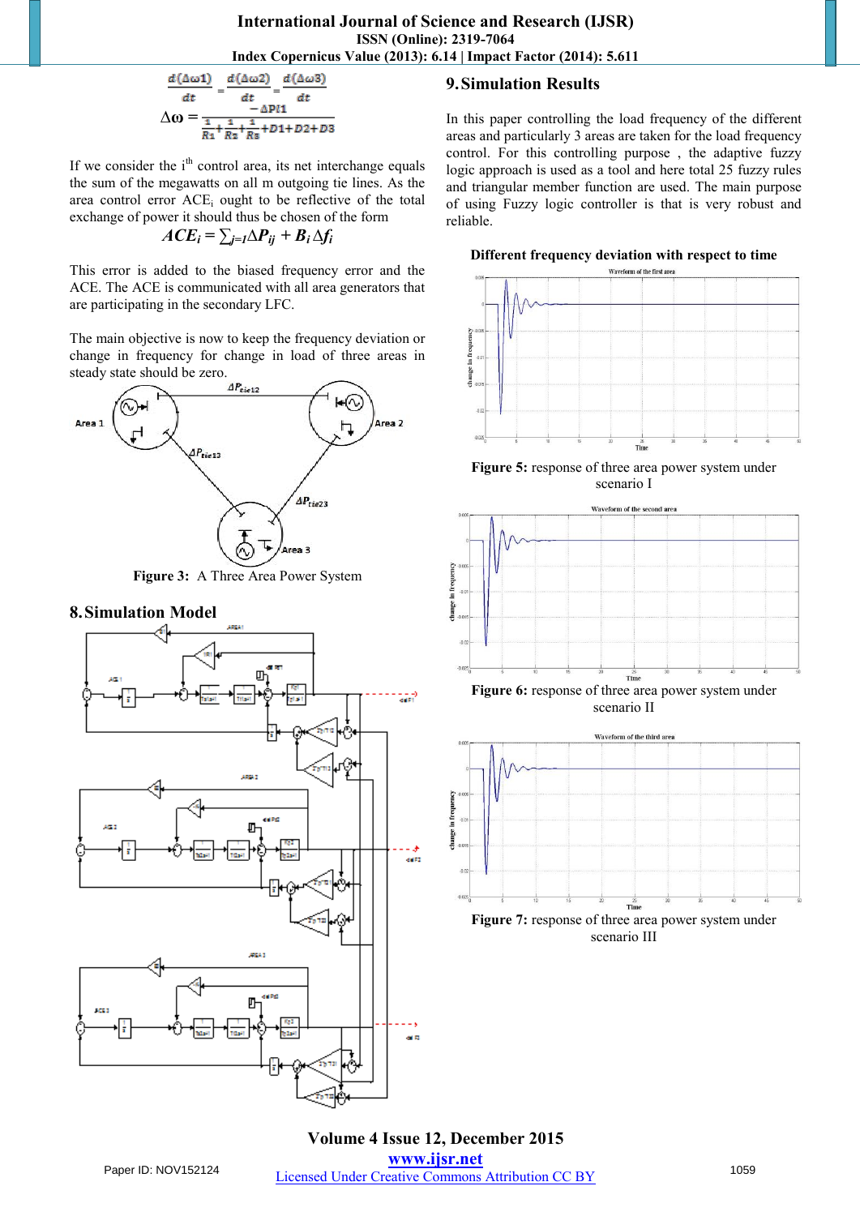$$\frac{d(\Delta\omega 1)}{dt} = \frac{d(\Delta\omega 2)}{dt} = \frac{d(\Delta\omega 3)}{dt}$$

$$\Delta\omega = \frac{-\Delta Pl1}{\frac{1}{R1}+\frac{1}{R2}+\frac{1}{R3}+D1+D2+D3}$$

If we consider the i[th] control area, its net interchange equals the sum of the megawatts on all m outgoing tie lines. As the area control error $ACE_i$ ought to be reflective of the total exchange of power it should thus be chosen of the form

$$ACE_i = \sum_{j=1} \Delta P_{ij} + B_i \Delta f_i$$

This error is added to the biased frequency error and the ACE. The ACE is communicated with all area generators that are participating in the secondary LFC.

The main objective is now to keep the frequency deviation or change in frequency for change in load of three areas in steady state should be zero.

**Figure 3:** A Three Area Power System

## 8. Simulation Model

## 9. Simulation Results

In this paper controlling the load frequency of the different areas and particularly 3 areas are taken for the load frequency control. For this controlling purpose , the adaptive fuzzy logic approach is used as a tool and here total 25 fuzzy rules and triangular member function are used. The main purpose of using Fuzzy logic controller is that is very robust and reliable.

**Different frequency deviation with respect to time**

**Figure 5:** response of three area power system under scenario I

**Figure 6:** response of three area power system under scenario II

**Figure 7:** response of three area power system under scenario III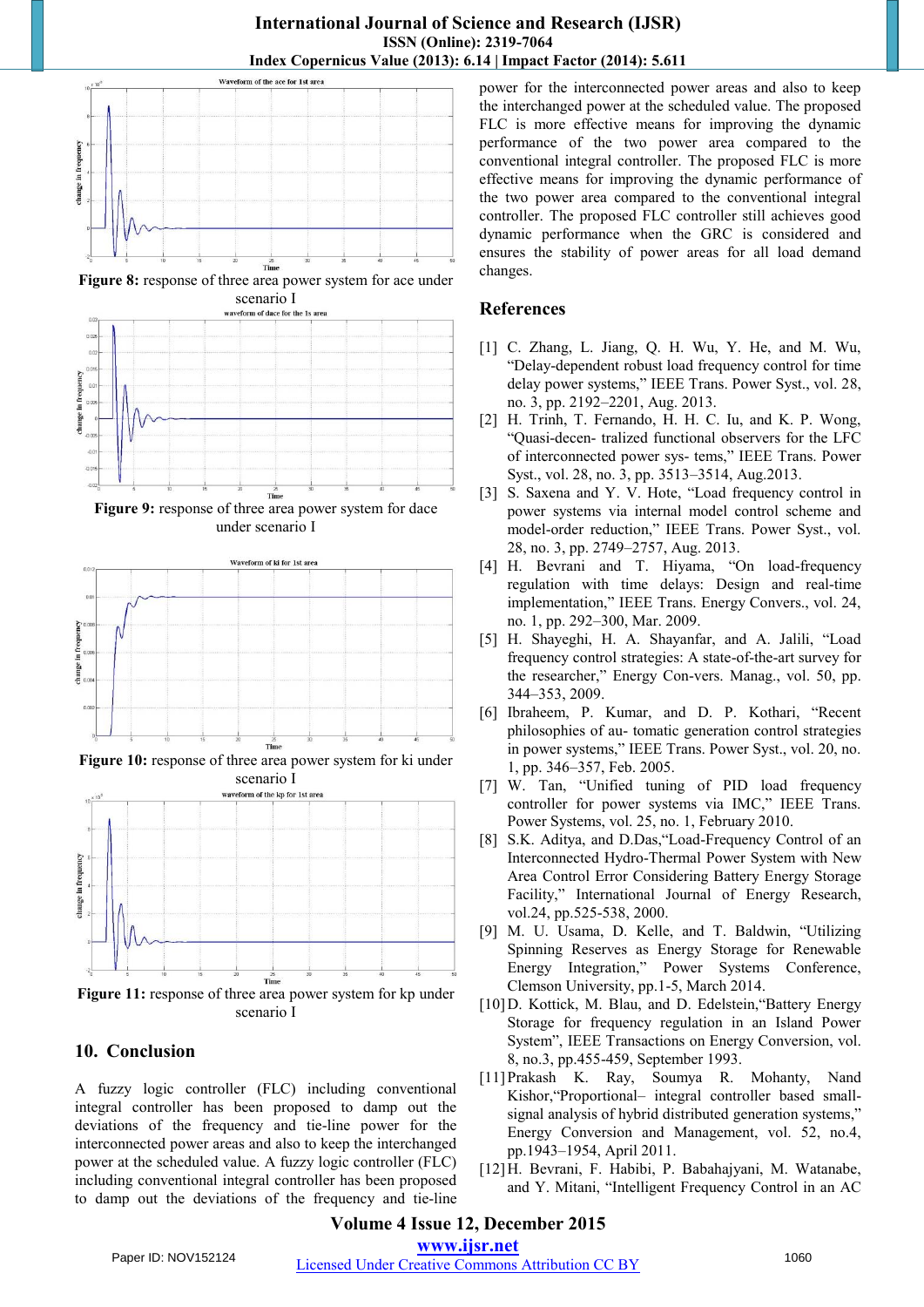Figure 8: response of three area power system for ace under scenario I

Figure 9: response of three area power system for dace under scenario I

Figure 10: response of three area power system for ki under scenario I

Figure 11: response of three area power system for kp under scenario I

## 10. Conclusion

A fuzzy logic controller (FLC) including conventional integral controller has been proposed to damp out the deviations of the frequency and tie-line power for the interconnected power areas and also to keep the interchanged power at the scheduled value. A fuzzy logic controller (FLC) including conventional integral controller has been proposed to damp out the deviations of the frequency and tie-line power for the interconnected power areas and also to keep the interchanged power at the scheduled value. The proposed FLC is more effective means for improving the dynamic performance of the two power area compared to the conventional integral controller. The proposed FLC is more effective means for improving the dynamic performance of the two power area compared to the conventional integral controller. The proposed FLC controller still achieves good dynamic performance when the GRC is considered and ensures the stability of power areas for all load demand changes.

## References

[1] C. Zhang, L. Jiang, Q. H. Wu, Y. He, and M. Wu, "Delay-dependent robust load frequency control for time delay power systems," IEEE Trans. Power Syst., vol. 28, no. 3, pp. 2192–2201, Aug. 2013.

[2] H. Trinh, T. Fernando, H. H. C. Iu, and K. P. Wong, "Quasi-decen- tralized functional observers for the LFC of interconnected power sys- tems," IEEE Trans. Power Syst., vol. 28, no. 3, pp. 3513–3514, Aug.2013.

[3] S. Saxena and Y. V. Hote, "Load frequency control in power systems via internal model control scheme and model-order reduction," IEEE Trans. Power Syst., vol. 28, no. 3, pp. 2749–2757, Aug. 2013.

[4] H. Bevrani and T. Hiyama, "On load-frequency regulation with time delays: Design and real-time implementation," IEEE Trans. Energy Convers., vol. 24, no. 1, pp. 292–300, Mar. 2009.

[5] H. Shayeghi, H. A. Shayanfar, and A. Jalili, "Load frequency control strategies: A state-of-the-art survey for the researcher," Energy Con-vers. Manag., vol. 50, pp. 344–353, 2009.

[6] Ibraheem, P. Kumar, and D. P. Kothari, "Recent philosophies of au- tomatic generation control strategies in power systems," IEEE Trans. Power Syst., vol. 20, no. 1, pp. 346–357, Feb. 2005.

[7] W. Tan, "Unified tuning of PID load frequency controller for power systems via IMC," IEEE Trans. Power Systems, vol. 25, no. 1, February 2010.

[8] S.K. Aditya, and D.Das,"Load-Frequency Control of an Interconnected Hydro-Thermal Power System with New Area Control Error Considering Battery Energy Storage Facility," International Journal of Energy Research, vol.24, pp.525-538, 2000.

[9] M. U. Usama, D. Kelle, and T. Baldwin, "Utilizing Spinning Reserves as Energy Storage for Renewable Energy Integration," Power Systems Conference, Clemson University, pp.1-5, March 2014.

[10] D. Kottick, M. Blau, and D. Edelstein,"Battery Energy Storage for frequency regulation in an Island Power System", IEEE Transactions on Energy Conversion, vol. 8, no.3, pp.455-459, September 1993.

[11] Prakash K. Ray, Soumya R. Mohanty, Nand Kishor,"Proportional– integral controller based small-signal analysis of hybrid distributed generation systems," Energy Conversion and Management, vol. 52, no.4, pp.1943–1954, April 2011.

[12] H. Bevrani, F. Habibi, P. Babahajyani, M. Watanabe, and Y. Mitani, "Intelligent Frequency Control in an AC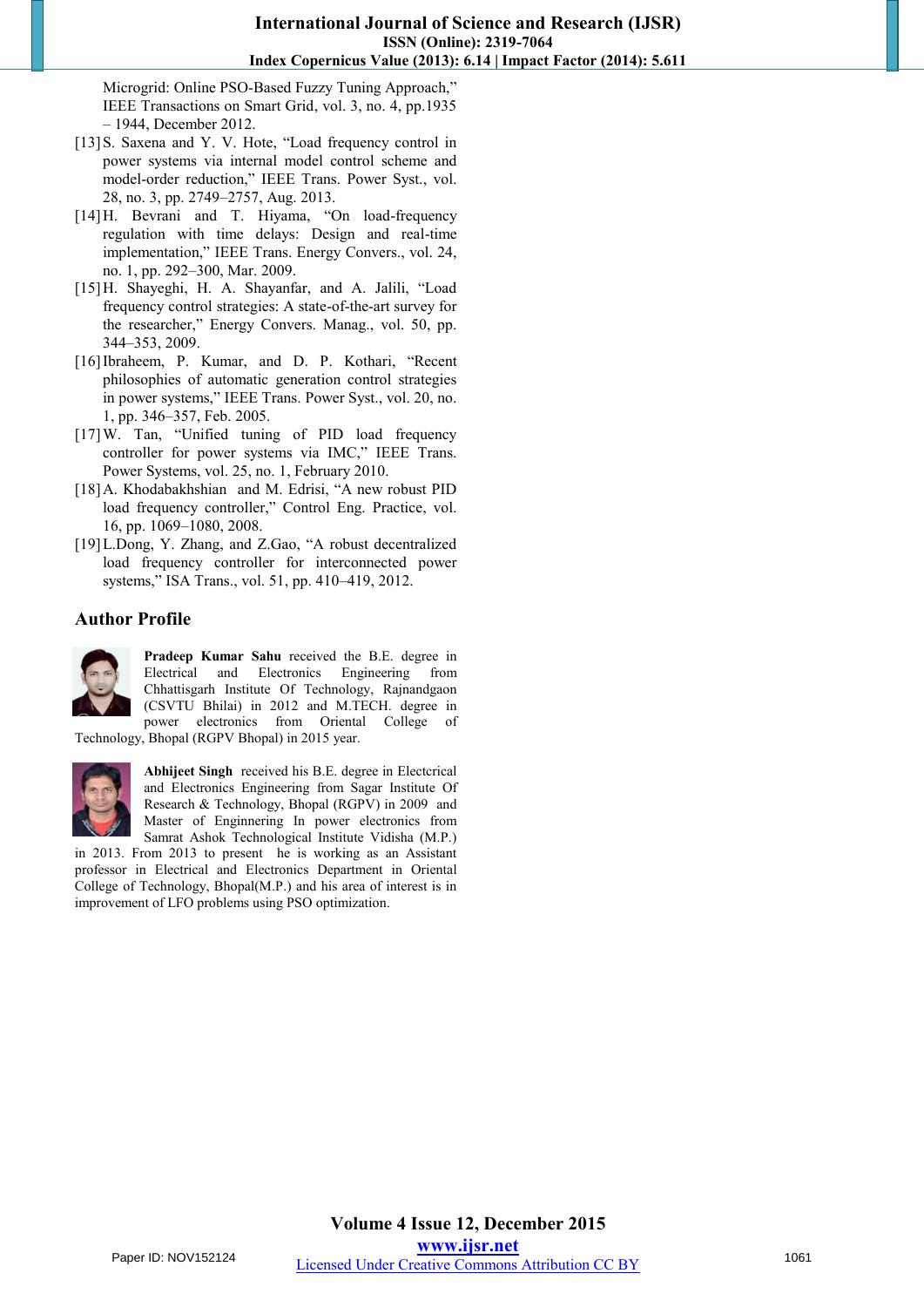Microgrid: Online PSO-Based Fuzzy Tuning Approach," IEEE Transactions on Smart Grid, vol. 3, no. 4, pp.1935 – 1944, December 2012.

[13] S. Saxena and Y. V. Hote, "Load frequency control in power systems via internal model control scheme and model-order reduction," IEEE Trans. Power Syst., vol. 28, no. 3, pp. 2749–2757, Aug. 2013.

[14] H. Bevrani and T. Hiyama, "On load-frequency regulation with time delays: Design and real-time implementation," IEEE Trans. Energy Convers., vol. 24, no. 1, pp. 292–300, Mar. 2009.

[15] H. Shayeghi, H. A. Shayanfar, and A. Jalili, "Load frequency control strategies: A state-of-the-art survey for the researcher," Energy Convers. Manag., vol. 50, pp. 344–353, 2009.

[16] Ibraheem, P. Kumar, and D. P. Kothari, "Recent philosophies of automatic generation control strategies in power systems," IEEE Trans. Power Syst., vol. 20, no. 1, pp. 346–357, Feb. 2005.

[17] W. Tan, "Unified tuning of PID load frequency controller for power systems via IMC," IEEE Trans. Power Systems, vol. 25, no. 1, February 2010.

[18] A. Khodabakhshian and M. Edrisi, "A new robust PID load frequency controller," Control Eng. Practice, vol. 16, pp. 1069–1080, 2008.

[19] L.Dong, Y. Zhang, and Z.Gao, "A robust decentralized load frequency controller for interconnected power systems," ISA Trans., vol. 51, pp. 410–419, 2012.

## Author Profile

**Pradeep Kumar Sahu** received the B.E. degree in Electrical and Electronics Engineering from Chhattisgarh Institute Of Technology, Rajnandgaon (CSVTU Bhilai) in 2012 and M.TECH. degree in power electronics from Oriental College of Technology, Bhopal (RGPV Bhopal) in 2015 year.

**Abhijeet Singh** received his B.E. degree in Electcrical and Electronics Engineering from Sagar Institute Of Research & Technology, Bhopal (RGPV) in 2009 and Master of Enginnering In power electronics from Samrat Ashok Technological Institute Vidisha (M.P.) in 2013. From 2013 to present he is working as an Assistant professor in Electrical and Electronics Department in Oriental College of Technology, Bhopal(M.P.) and his area of interest is in improvement of LFO problems using PSO optimization.